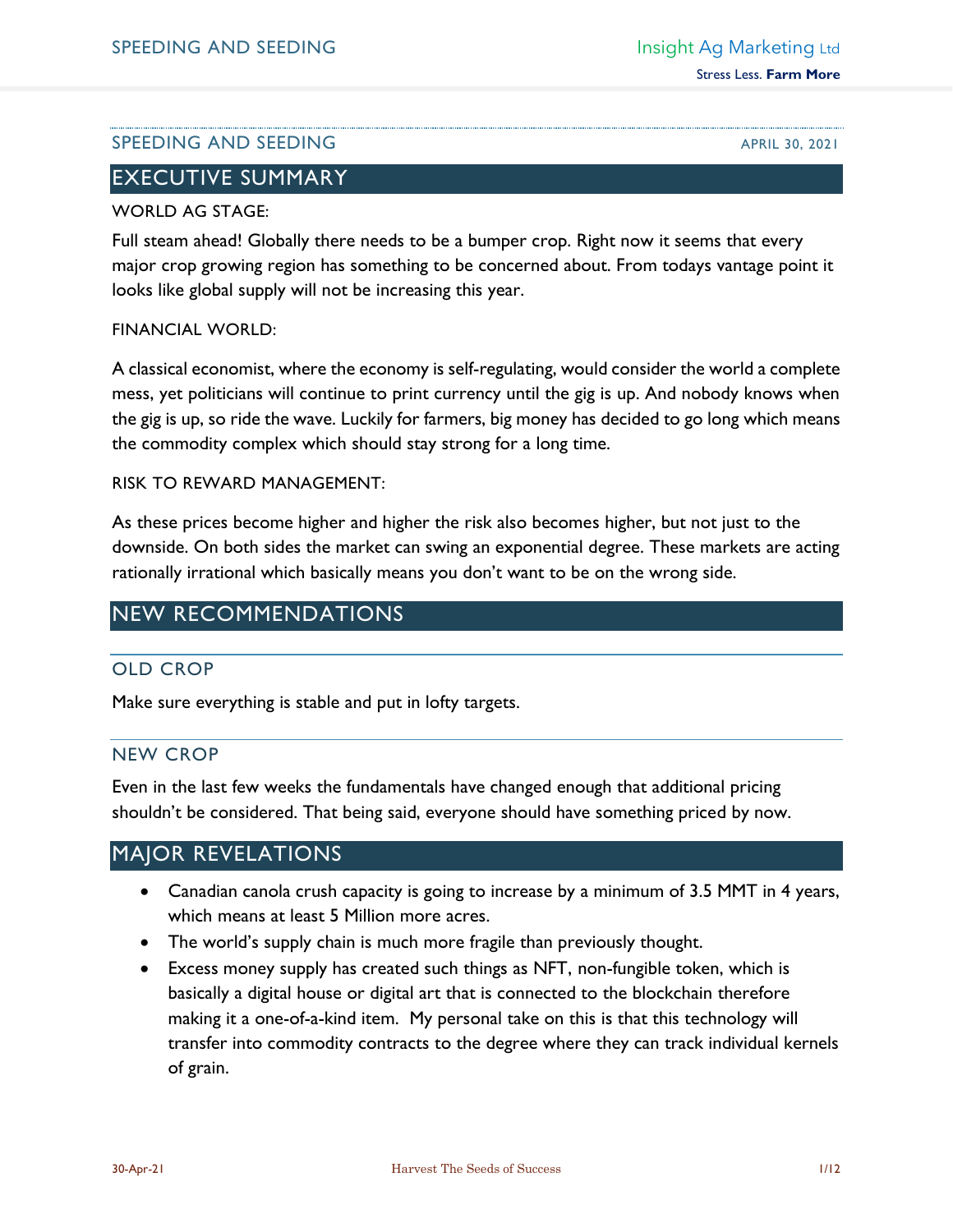## SPEEDING AND SEEDING

APRIL 30, 2021

# EXECUTIVE SUMMARY

WORLD AG STAGE:

Full steam ahead! Globally there needs to be a bumper crop. Right now it seems that every major crop growing region has something to be concerned about. From todays vantage point it looks like global supply will not be increasing this year.

FINANCIAL WORLD:

A classical economist, where the economy is self-regulating, would consider the world a complete mess, yet politicians will continue to print currency until the gig is up. And nobody knows when the gig is up, so ride the wave. Luckily for farmers, big money has decided to go long which means the commodity complex which should stay strong for a long time.

RISK TO REWARD MANAGEMENT:

As these prices become higher and higher the risk also becomes higher, but not just to the downside. On both sides the market can swing an exponential degree. These markets are acting rationally irrational which basically means you don't want to be on the wrong side.

# NEW RECOMMENDATIONS

## OLD CROP

Make sure everything is stable and put in lofty targets.

## NEW CROP

Even in the last few weeks the fundamentals have changed enough that additional pricing shouldn't be considered. That being said, everyone should have something priced by now.

# MAJOR REVELATIONS

- Canadian canola crush capacity is going to increase by a minimum of 3.5 MMT in 4 years, which means at least 5 Million more acres.
- The world's supply chain is much more fragile than previously thought.
- Excess money supply has created such things as NFT, non-fungible token, which is basically a digital house or digital art that is connected to the blockchain therefore making it a one-of-a-kind item. My personal take on this is that this technology will transfer into commodity contracts to the degree where they can track individual kernels of grain.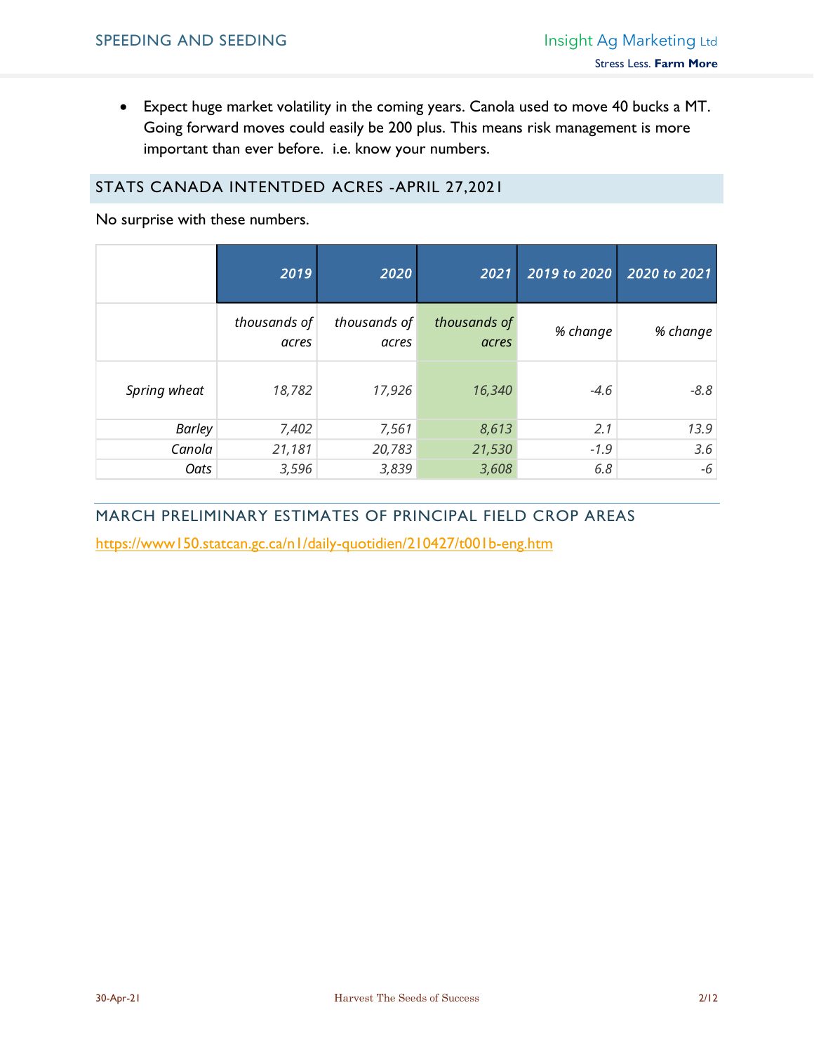- Expect huge market volatility in the coming years. Canola used to move 40 bucks a MT. Going forward moves could easily be 200 plus. This means risk management is more important than ever before. i.e. know your numbers.

## STATS CANADA INTENTDED ACRES -APRIL 27,2021

No surprise with these numbers.

| | 2019 | 2020 | 2021 | 2019 to 2020 | 2020 to 2021 |
|---|---|---|---|---|---|
| | thousands of acres | thousands of acres | thousands of acres | % change | % change |
| Spring wheat | 18,782 | 17,926 | 16,340 | -4.6 | -8.8 |
| Barley | 7,402 | 7,561 | 8,613 | 2.1 | 13.9 |
| Canola | 21,181 | 20,783 | 21,530 | -1.9 | 3.6 |
| Oats | 3,596 | 3,839 | 3,608 | 6.8 | -6 |

## MARCH PRELIMINARY ESTIMATES OF PRINCIPAL FIELD CROP AREAS

https://www150.statcan.gc.ca/n1/daily-quotidien/210427/t001b-eng.htm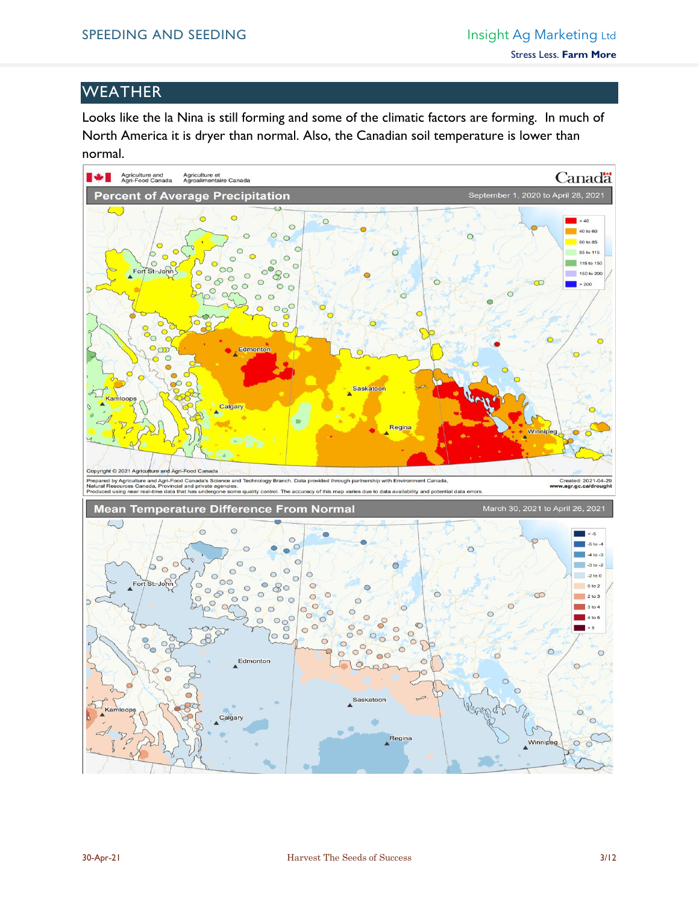## WEATHER

Looks like the la Nina is still forming and some of the climatic factors are forming. In much of North America it is dryer than normal. Also, the Canadian soil temperature is lower than normal.

Agriculture and Agri-Food Canada / Agriculture et Agroalimentaire Canada — Canada

**Percent of Average Precipitation** — September 1, 2020 to April 28, 2021

| Legend |
| --- |
| < 40 |
| 40 to 60 |
| 60 to 85 |
| 85 to 115 |
| 115 to 150 |
| 150 to 200 |
| > 200 |

Copyright © 2021 Agriculture and Agri-Food Canada

Prepared by Agriculture and Agri-Food Canada's Science and Technology Branch. Data provided through partnership with Environment Canada, Natural Resources Canada, Provincial and private agencies.
Produced using near real-time data that has undergone some quality control. The accuracy of this map varies due to data availability and potential data errors.

Created: 2021-04-29
www.agr.gc.ca/drought

**Mean Temperature Difference From Normal** — March 30, 2021 to April 26, 2021

| Legend |
| --- |
| < -5 |
| -5 to -4 |
| -4 to -3 |
| -3 to -2 |
| -2 to 0 |
| 0 to 2 |
| 2 to 3 |
| 3 to 4 |
| 4 to 5 |
| > 5 |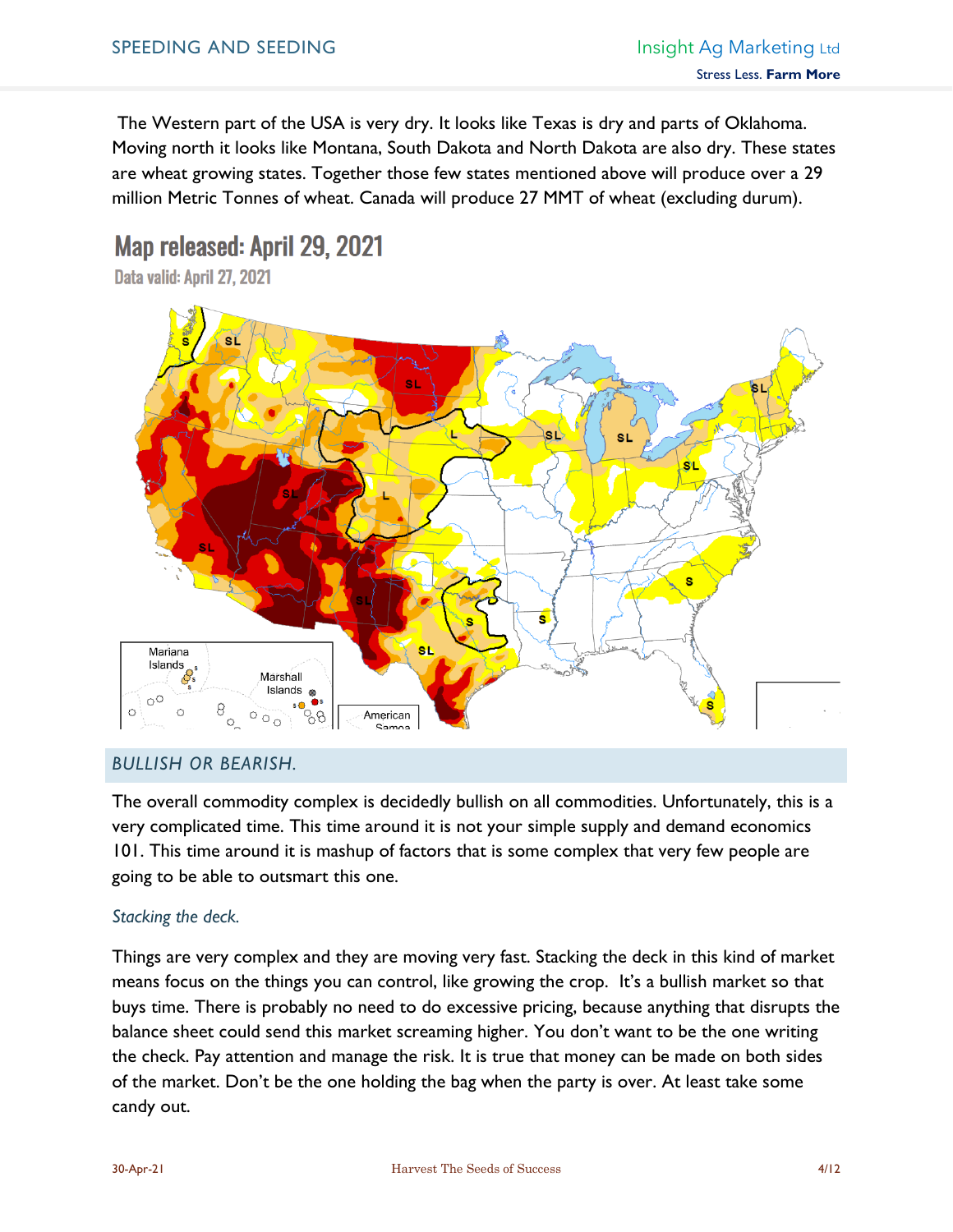The Western part of the USA is very dry. It looks like Texas is dry and parts of Oklahoma. Moving north it looks like Montana, South Dakota and North Dakota are also dry. These states are wheat growing states. Together those few states mentioned above will produce over a 29 million Metric Tonnes of wheat. Canada will produce 27 MMT of wheat (excluding durum).

Map released: April 29, 2021

Data valid: April 27, 2021

## BULLISH OR BEARISH.

The overall commodity complex is decidedly bullish on all commodities. Unfortunately, this is a very complicated time. This time around it is not your simple supply and demand economics 101. This time around it is mashup of factors that is some complex that very few people are going to be able to outsmart this one.

### *Stacking the deck.*

Things are very complex and they are moving very fast. Stacking the deck in this kind of market means focus on the things you can control, like growing the crop. It's a bullish market so that buys time. There is probably no need to do excessive pricing, because anything that disrupts the balance sheet could send this market screaming higher. You don't want to be the one writing the check. Pay attention and manage the risk. It is true that money can be made on both sides of the market. Don't be the one holding the bag when the party is over. At least take some candy out.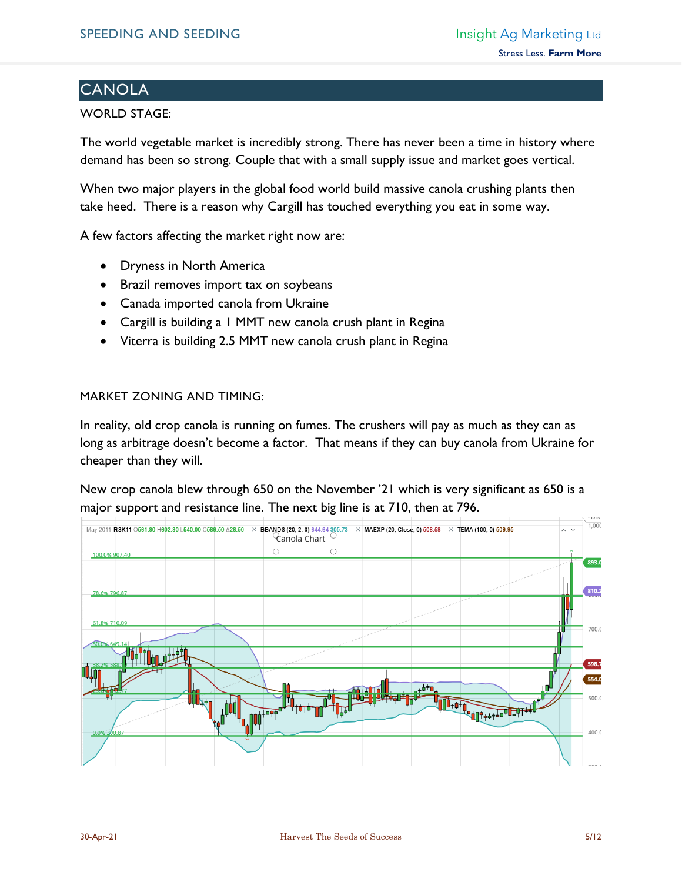## CANOLA

WORLD STAGE:

The world vegetable market is incredibly strong. There has never been a time in history where demand has been so strong. Couple that with a small supply issue and market goes vertical.

When two major players in the global food world build massive canola crushing plants then take heed. There is a reason why Cargill has touched everything you eat in some way.

A few factors affecting the market right now are:

- Dryness in North America
- Brazil removes import tax on soybeans
- Canada imported canola from Ukraine
- Cargill is building a 1 MMT new canola crush plant in Regina
- Viterra is building 2.5 MMT new canola crush plant in Regina

MARKET ZONING AND TIMING:

In reality, old crop canola is running on fumes. The crushers will pay as much as they can as long as arbitrage doesn't become a factor. That means if they can buy canola from Ukraine for cheaper than they will.

New crop canola blew through 650 on the November '21 which is very significant as 650 is a major support and resistance line. The next big line is at 710, then at 796.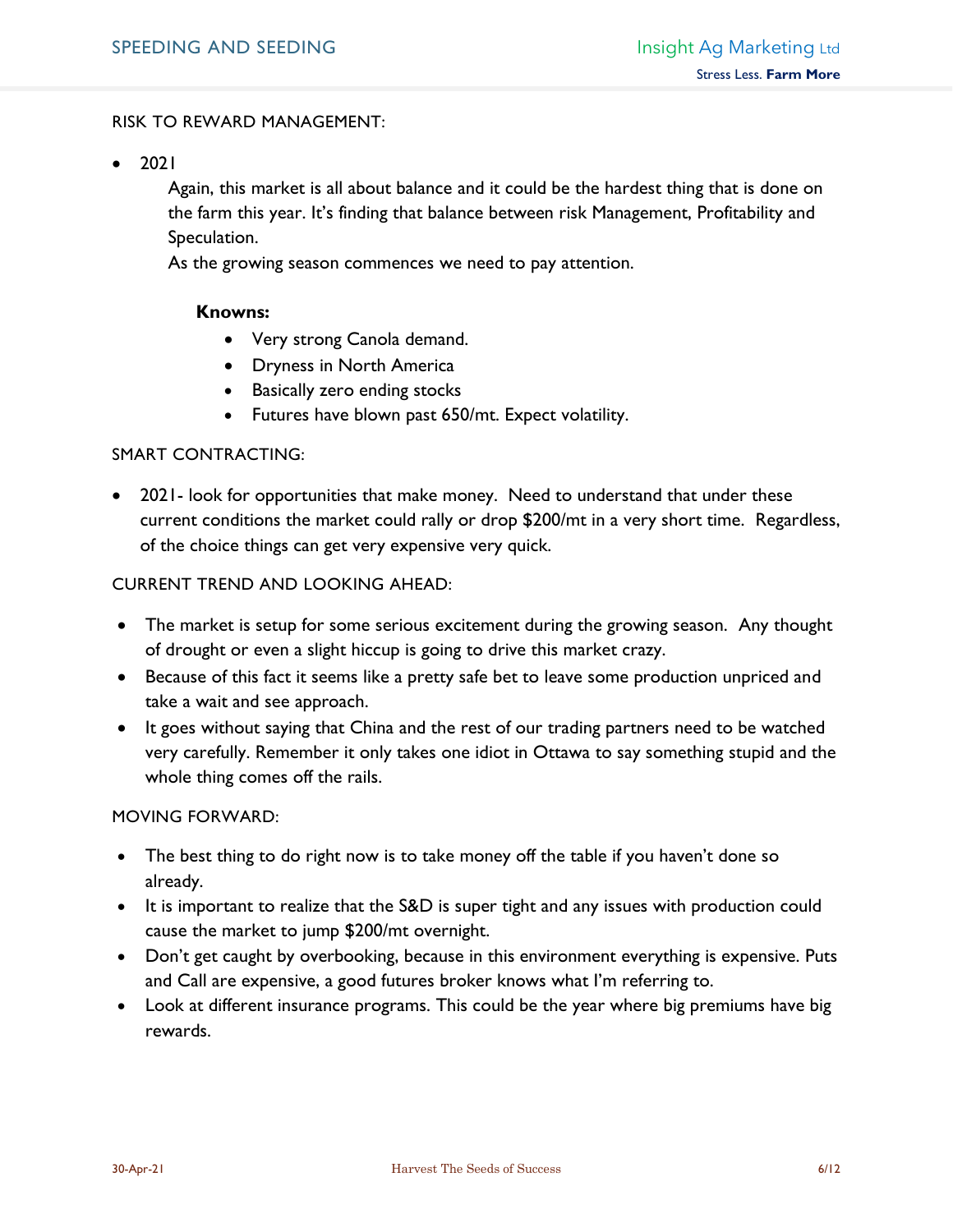RISK TO REWARD MANAGEMENT:

- 2021

  Again, this market is all about balance and it could be the hardest thing that is done on the farm this year. It's finding that balance between risk Management, Profitability and Speculation.

  As the growing season commences we need to pay attention.

  **Knowns:**

  - Very strong Canola demand.
  - Dryness in North America
  - Basically zero ending stocks
  - Futures have blown past 650/mt. Expect volatility.

SMART CONTRACTING:

- 2021- look for opportunities that make money. Need to understand that under these current conditions the market could rally or drop $200/mt in a very short time. Regardless, of the choice things can get very expensive very quick.

CURRENT TREND AND LOOKING AHEAD:

- The market is setup for some serious excitement during the growing season. Any thought of drought or even a slight hiccup is going to drive this market crazy.
- Because of this fact it seems like a pretty safe bet to leave some production unpriced and take a wait and see approach.
- It goes without saying that China and the rest of our trading partners need to be watched very carefully. Remember it only takes one idiot in Ottawa to say something stupid and the whole thing comes off the rails.

MOVING FORWARD:

- The best thing to do right now is to take money off the table if you haven't done so already.
- It is important to realize that the S&D is super tight and any issues with production could cause the market to jump $200/mt overnight.
- Don't get caught by overbooking, because in this environment everything is expensive. Puts and Call are expensive, a good futures broker knows what I'm referring to.
- Look at different insurance programs. This could be the year where big premiums have big rewards.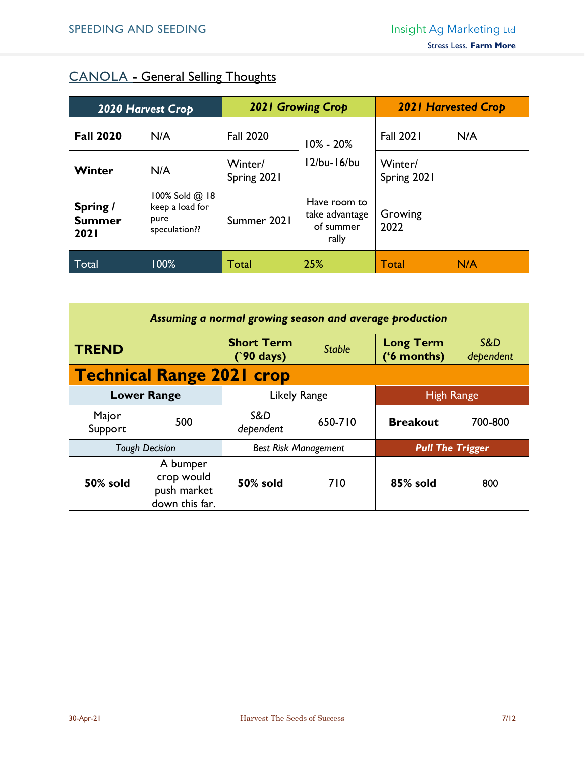## CANOLA - General Selling Thoughts

| 2020 Harvest Crop | | 2021 Growing Crop | | 2021 Harvested Crop | |
|---|---|---|---|---|---|
| **Fall 2020** | N/A | Fall 2020 | 10% - 20% | Fall 2021 | N/A |
| **Winter** | N/A | Winter/ Spring 2021 | 12/bu-16/bu | Winter/ Spring 2021 | |
| **Spring / Summer 2021** | 100% Sold @ 18 keep a load for pure speculation?? | Summer 2021 | Have room to take advantage of summer rally | Growing 2022 | |
| Total | 100% | Total | 25% | Total | N/A |

| *Assuming a normal growing season and average production* | | | | | |
|---|---|---|---|---|---|
| **TREND** | | **Short Term (`90 days)** | *Stable* | **Long Term ('6 months)** | *S&D dependent* |
| **Technical Range 2021 crop** | | | | | |
| **Lower Range** | | Likely Range | | High Range | |
| Major Support | 500 | *S&D dependent* | 650-710 | **Breakout** | 700-800 |
| *Tough Decision* | | *Best Risk Management* | | ***Pull The Trigger*** | |
| **50% sold** | A bumper crop would push market down this far. | **50% sold** | 710 | **85% sold** | 800 |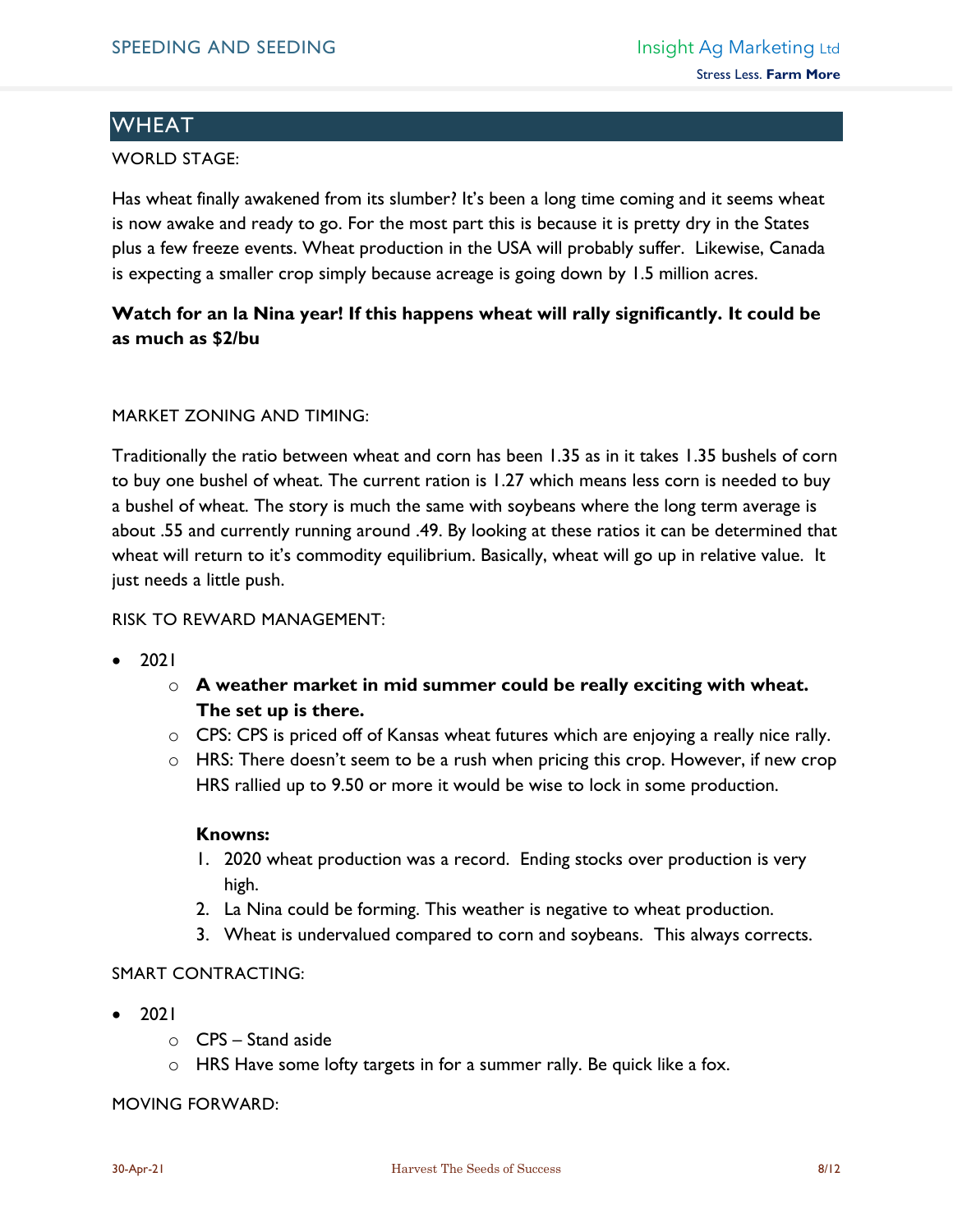# WHEAT

WORLD STAGE:

Has wheat finally awakened from its slumber? It's been a long time coming and it seems wheat is now awake and ready to go. For the most part this is because it is pretty dry in the States plus a few freeze events. Wheat production in the USA will probably suffer. Likewise, Canada is expecting a smaller crop simply because acreage is going down by 1.5 million acres.

**Watch for an la Nina year! If this happens wheat will rally significantly. It could be as much as $2/bu**

MARKET ZONING AND TIMING:

Traditionally the ratio between wheat and corn has been 1.35 as in it takes 1.35 bushels of corn to buy one bushel of wheat. The current ration is 1.27 which means less corn is needed to buy a bushel of wheat. The story is much the same with soybeans where the long term average is about .55 and currently running around .49. By looking at these ratios it can be determined that wheat will return to it's commodity equilibrium. Basically, wheat will go up in relative value. It just needs a little push.

RISK TO REWARD MANAGEMENT:

- 2021
    - **A weather market in mid summer could be really exciting with wheat. The set up is there.**
    - CPS: CPS is priced off of Kansas wheat futures which are enjoying a really nice rally.
    - HRS: There doesn't seem to be a rush when pricing this crop. However, if new crop HRS rallied up to 9.50 or more it would be wise to lock in some production.

      **Knowns:**

      1. 2020 wheat production was a record. Ending stocks over production is very high.
      2. La Nina could be forming. This weather is negative to wheat production.
      3. Wheat is undervalued compared to corn and soybeans. This always corrects.

SMART CONTRACTING:

- 2021
    - CPS – Stand aside
    - HRS Have some lofty targets in for a summer rally. Be quick like a fox.

MOVING FORWARD: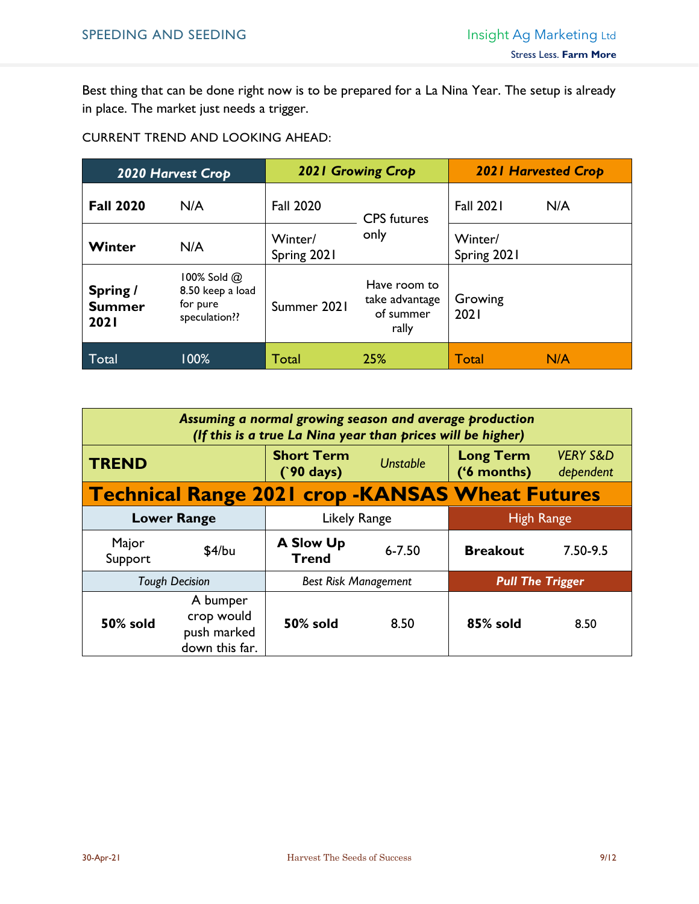Best thing that can be done right now is to be prepared for a La Nina Year. The setup is already in place. The market just needs a trigger.

CURRENT TREND AND LOOKING AHEAD:

| ***2020 Harvest Crop*** | | ***2021 Growing Crop*** | | ***2021 Harvested Crop*** | |
|---|---|---|---|---|---|
| **Fall 2020** | N/A | Fall 2020 | CPS futures only | Fall 2021 | N/A |
| **Winter** | N/A | Winter/ Spring 2021 | | Winter/ Spring 2021 | |
| **Spring / Summer 2021** | 100% Sold @ 8.50 keep a load for pure speculation?? | Summer 2021 | Have room to take advantage of summer rally | Growing 2021 | |
| Total | 100% | Total | 25% | Total | N/A |

| ***Assuming a normal growing season and average production (If this is a true La Nina year than prices will be higher)*** | | | | | |
|---|---|---|---|---|---|
| **TREND** | | **Short Term (`90 days)** | *Unstable* | **Long Term ('6 months)** | *VERY S&D dependent* |
| **Technical Range 2021 crop -KANSAS Wheat Futures** | | | | | |
| **Lower Range** | | Likely Range | | High Range | |
| Major Support | $4/bu | **A Slow Up Trend** | 6-7.50 | **Breakout** | 7.50-9.5 |
| *Tough Decision* | | *Best Risk Management* | | ***Pull The Trigger*** | |
| **50% sold** | A bumper crop would push marked down this far. | **50% sold** | 8.50 | **85% sold** | 8.50 |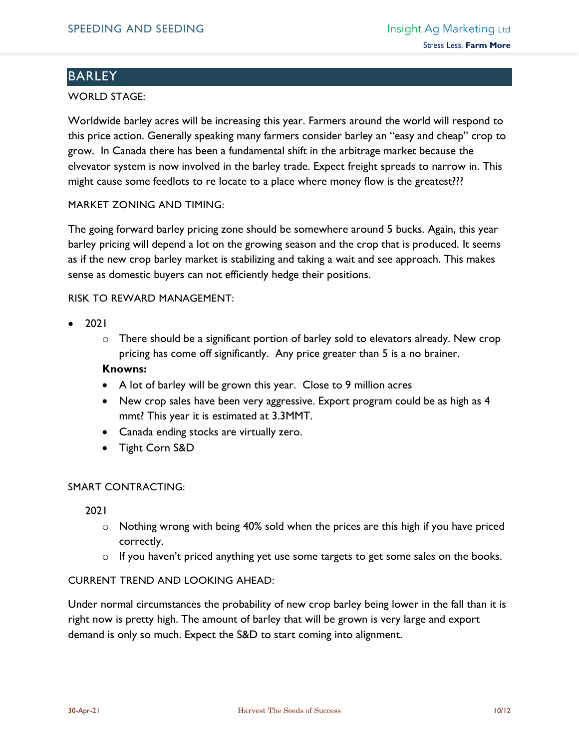## BARLEY

WORLD STAGE:

Worldwide barley acres will be increasing this year. Farmers around the world will respond to this price action. Generally speaking many farmers consider barley an "easy and cheap" crop to grow. In Canada there has been a fundamental shift in the arbitrage market because the elevator system is now involved in the barley trade. Expect freight spreads to narrow in. This might cause some feedlots to re locate to a place where money flow is the greatest???

MARKET ZONING AND TIMING:

The going forward barley pricing zone should be somewhere around 5 bucks. Again, this year barley pricing will depend a lot on the growing season and the crop that is produced. It seems as if the new crop barley market is stabilizing and taking a wait and see approach. This makes sense as domestic buyers can not efficiently hedge their positions.

RISK TO REWARD MANAGEMENT:

- 2021
  - There should be a significant portion of barley sold to elevators already. New crop pricing has come off significantly. Any price greater than 5 is a no brainer.

  **Knowns:**

  - A lot of barley will be grown this year. Close to 9 million acres
  - New crop sales have been very aggressive. Export program could be as high as 4 mmt? This year it is estimated at 3.3MMT.
  - Canada ending stocks are virtually zero.
  - Tight Corn S&D

SMART CONTRACTING:

2021

- Nothing wrong with being 40% sold when the prices are this high if you have priced correctly.
- If you haven't priced anything yet use some targets to get some sales on the books.

CURRENT TREND AND LOOKING AHEAD:

Under normal circumstances the probability of new crop barley being lower in the fall than it is right now is pretty high. The amount of barley that will be grown is very large and export demand is only so much. Expect the S&D to start coming into alignment.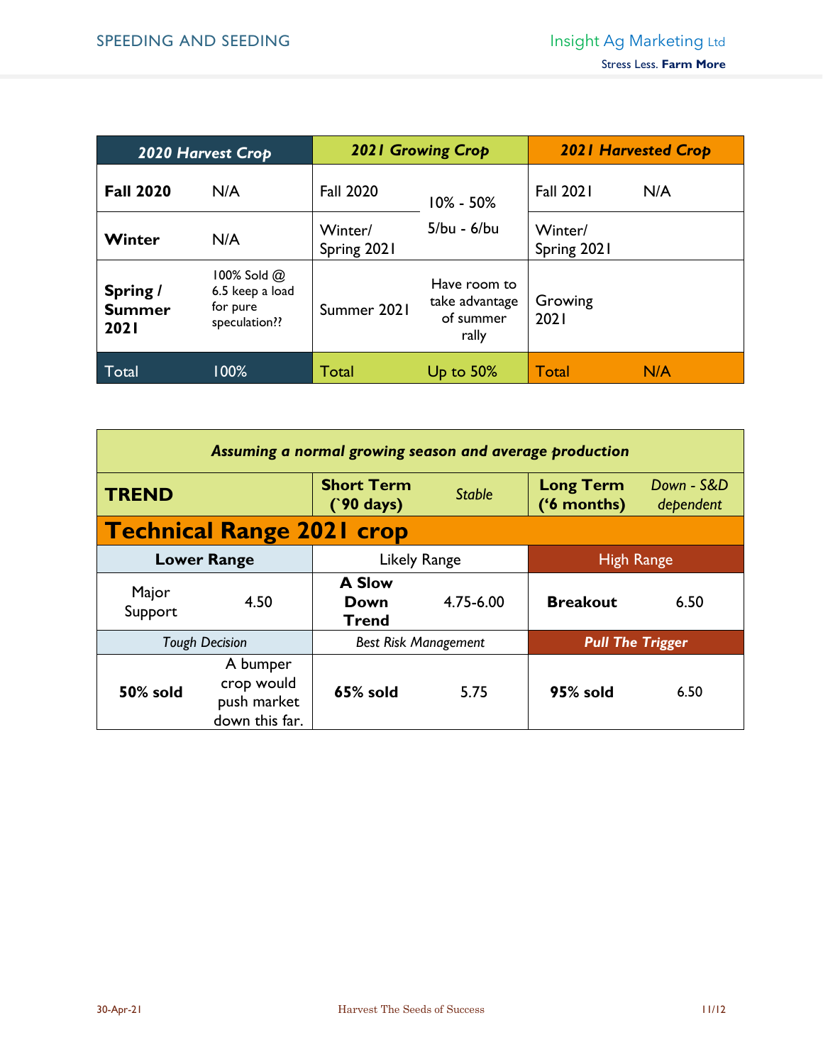| *2020 Harvest Crop* | | *2021 Growing Crop* | | *2021 Harvested Crop* | |
|---|---|---|---|---|---|
| **Fall 2020** | N/A | Fall 2020 | 10% - 50% | Fall 2021 | N/A |
| **Winter** | N/A | Winter/ Spring 2021 | 5/bu - 6/bu | Winter/ Spring 2021 | |
| **Spring / Summer 2021** | 100% Sold @ 6.5 keep a load for pure speculation?? | Summer 2021 | Have room to take advantage of summer rally | Growing 2021 | |
| Total | 100% | Total | Up to 50% | Total | N/A |

| *Assuming a normal growing season and average production* | | | | | |
|---|---|---|---|---|---|
| **TREND** | | **Short Term (`90 days)** | *Stable* | **Long Term ('6 months)** | *Down - S&D dependent* |
| **Technical Range 2021 crop** | | | | | |
| **Lower Range** | | Likely Range | | High Range | |
| Major Support | 4.50 | **A Slow Down Trend** | 4.75-6.00 | **Breakout** | 6.50 |
| *Tough Decision* | | *Best Risk Management* | | ***Pull The Trigger*** | |
| **50% sold** | A bumper crop would push market down this far. | **65% sold** | 5.75 | **95% sold** | 6.50 |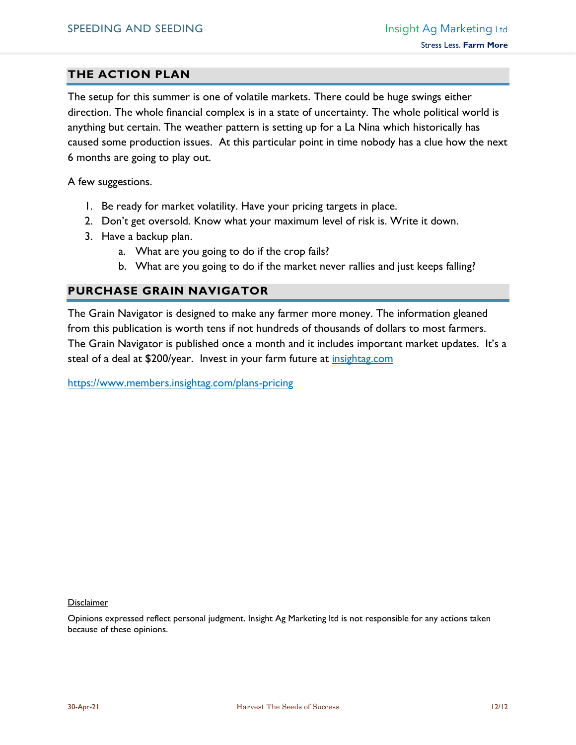## THE ACTION PLAN

The setup for this summer is one of volatile markets. There could be huge swings either direction. The whole financial complex is in a state of uncertainty. The whole political world is anything but certain. The weather pattern is setting up for a La Nina which historically has caused some production issues. At this particular point in time nobody has a clue how the next 6 months are going to play out.

A few suggestions.

1. Be ready for market volatility. Have your pricing targets in place.
2. Don't get oversold. Know what your maximum level of risk is. Write it down.
3. Have a backup plan.
   a. What are you going to do if the crop fails?
   b. What are you going to do if the market never rallies and just keeps falling?

## PURCHASE GRAIN NAVIGATOR

The Grain Navigator is designed to make any farmer more money. The information gleaned from this publication is worth tens if not hundreds of thousands of dollars to most farmers. The Grain Navigator is published once a month and it includes important market updates. It's a steal of a deal at $200/year. Invest in your farm future at [insightag.com](insightag.com)

[https://www.members.insightag.com/plans-pricing](https://www.members.insightag.com/plans-pricing)

Disclaimer

Opinions expressed reflect personal judgment. Insight Ag Marketing ltd is not responsible for any actions taken because of these opinions.